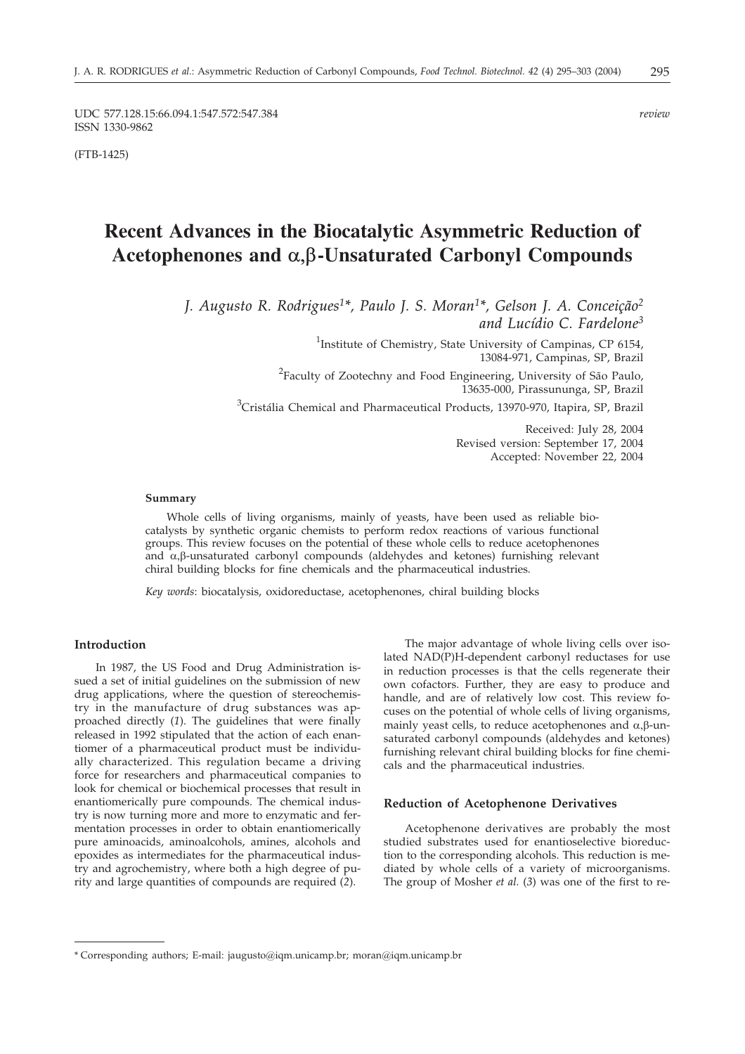UDC 577.128.15:66.094.1:547.572:547.384 *review*
ISSN 1330-9862

(FTB-1425)

# Recent Advances in the Biocatalytic Asymmetric Reduction of Acetophenones and α,β-Unsaturated Carbonyl Compounds

*J. Augusto R. Rodrigues[1]\*, Paulo J. S. Moran[1]\*, Gelson J. A. Conceição[2] and Lucídio C. Fardelone[3]*

[1]Institute of Chemistry, State University of Campinas, CP 6154, 13084-971, Campinas, SP, Brazil

[2]Faculty of Zootechny and Food Engineering, University of São Paulo, 13635-000, Pirassununga, SP, Brazil

[3]Cristália Chemical and Pharmaceutical Products, 13970-970, Itapira, SP, Brazil

Received: July 28, 2004
Revised version: September 17, 2004
Accepted: November 22, 2004

#### Summary

Whole cells of living organisms, mainly of yeasts, have been used as reliable biocatalysts by synthetic organic chemists to perform redox reactions of various functional groups. This review focuses on the potential of these whole cells to reduce acetophenones and α,β-unsaturated carbonyl compounds (aldehydes and ketones) furnishing relevant chiral building blocks for fine chemicals and the pharmaceutical industries.

*Key words*: biocatalysis, oxidoreductase, acetophenones, chiral building blocks

## Introduction

In 1987, the US Food and Drug Administration issued a set of initial guidelines on the submission of new drug applications, where the question of stereochemistry in the manufacture of drug substances was approached directly (*1*). The guidelines that were finally released in 1992 stipulated that the action of each enantiomer of a pharmaceutical product must be individually characterized. This regulation became a driving force for researchers and pharmaceutical companies to look for chemical or biochemical processes that result in enantiomerically pure compounds. The chemical industry is now turning more and more to enzymatic and fermentation processes in order to obtain enantiomerically pure aminoacids, aminoalcohols, amines, alcohols and epoxides as intermediates for the pharmaceutical industry and agrochemistry, where both a high degree of purity and large quantities of compounds are required (*2*).

The major advantage of whole living cells over isolated NAD(P)H-dependent carbonyl reductases for use in reduction processes is that the cells regenerate their own cofactors. Further, they are easy to produce and handle, and are of relatively low cost. This review focuses on the potential of whole cells of living organisms, mainly yeast cells, to reduce acetophenones and α,β-unsaturated carbonyl compounds (aldehydes and ketones) furnishing relevant chiral building blocks for fine chemicals and the pharmaceutical industries.

## Reduction of Acetophenone Derivatives

Acetophenone derivatives are probably the most studied substrates used for enantioselective bioreduction to the corresponding alcohols. This reduction is mediated by whole cells of a variety of microorganisms. The group of Mosher *et al.* (*3*) was one of the first to re-

---

\* Corresponding authors; E-mail: jaugusto@iqm.unicamp.br; moran@iqm.unicamp.br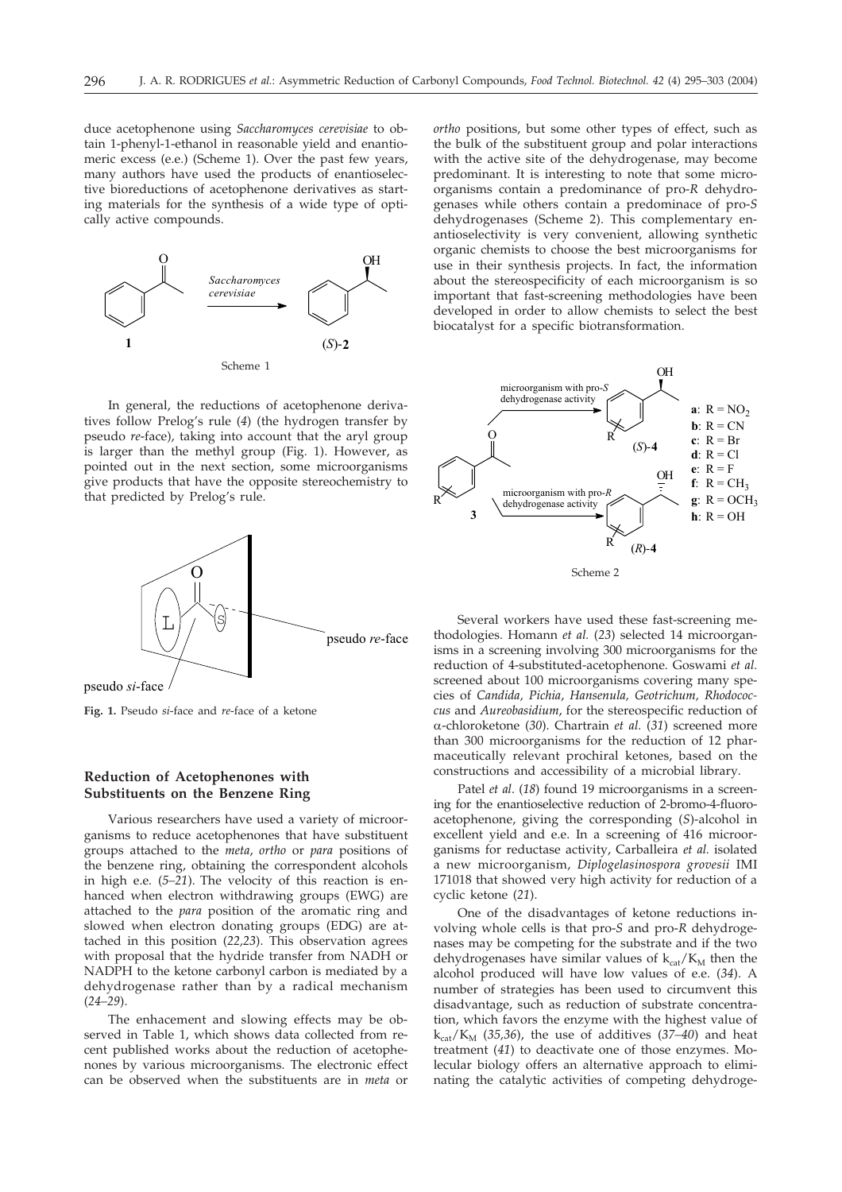duce acetophenone using *Saccharomyces cerevisiae* to obtain 1-phenyl-1-ethanol in reasonable yield and enantiomeric excess (e.e.) (Scheme 1). Over the past few years, many authors have used the products of enantioselective bioreductions of acetophenone derivatives as starting materials for the synthesis of a wide type of optically active compounds.

Scheme 1

In general, the reductions of acetophenone derivatives follow Prelog's rule (*4*) (the hydrogen transfer by pseudo *re*-face), taking into account that the aryl group is larger than the methyl group (Fig. 1). However, as pointed out in the next section, some microorganisms give products that have the opposite stereochemistry to that predicted by Prelog's rule.

**Fig. 1.** Pseudo *si*-face and *re*-face of a ketone

## Reduction of Acetophenones with Substituents on the Benzene Ring

Various researchers have used a variety of microorganisms to reduce acetophenones that have substituent groups attached to the *meta*, *ortho* or *para* positions of the benzene ring, obtaining the correspondent alcohols in high e.e. (*5–21*). The velocity of this reaction is enhanced when electron withdrawing groups (EWG) are attached to the *para* position of the aromatic ring and slowed when electron donating groups (EDG) are attached in this position (*22,23*). This observation agrees with proposal that the hydride transfer from NADH or NADPH to the ketone carbonyl carbon is mediated by a dehydrogenase rather than by a radical mechanism (*24–29*).

The enhancement and slowing effects may be observed in Table 1, which shows data collected from recent published works about the reduction of acetophenones by various microorganisms. The electronic effect can be observed when the substituents are in *meta* or *ortho* positions, but some other types of effect, such as the bulk of the substituent group and polar interactions with the active site of the dehydrogenase, may become predominant. It is interesting to note that some microorganisms contain a predominance of pro-*R* dehydrogenases while others contain a predominace of pro-*S* dehydrogenases (Scheme 2). This complementary enantioselectivity is very convenient, allowing synthetic organic chemists to choose the best microorganisms for use in their synthesis projects. In fact, the information about the stereospecificity of each microorganism is so important that fast-screening methodologies have been developed in order to allow chemists to select the best biocatalyst for a specific biotransformation.

Scheme 2

Several workers have used these fast-screening methodologies. Homann *et al.* (*23*) selected 14 microorganisms in a screening involving 300 microorganisms for the reduction of 4-substituted-acetophenone. Goswami *et al.* screened about 100 microorganisms covering many species of *Candida, Pichia, Hansenula, Geotrichum, Rhodococcus* and *Aureobasidium*, for the stereospecific reduction of α-chloroketone (*30*). Chartrain *et al.* (*31*) screened more than 300 microorganisms for the reduction of 12 pharmaceutically relevant prochiral ketones, based on the constructions and accessibility of a microbial library.

Patel *et al*. (*18*) found 19 microorganisms in a screening for the enantioselective reduction of 2-bromo-4-fluoroacetophenone, giving the corresponding (*S*)-alcohol in excellent yield and e.e. In a screening of 416 microorganisms for reductase activity, Carballeira *et al.* isolated a new microorganism, *Diplogelasinospora grovesii* IMI 171018 that showed very high activity for reduction of a cyclic ketone (*21*).

One of the disadvantages of ketone reductions involving whole cells is that pro-*S* and pro-*R* dehydrogenases may be competing for the substrate and if the two dehydrogenases have similar values of $k_{cat}/K_M$ then the alcohol produced will have low values of e.e. (*34*). A number of strategies has been used to circumvent this disadvantage, such as reduction of substrate concentration, which favors the enzyme with the highest value of $k_{cat}/K_M$ (*35,36*), the use of additives (*37–40*) and heat treatment (*41*) to deactivate one of those enzymes. Molecular biology offers an alternative approach to eliminating the catalytic activities of competing dehydroge-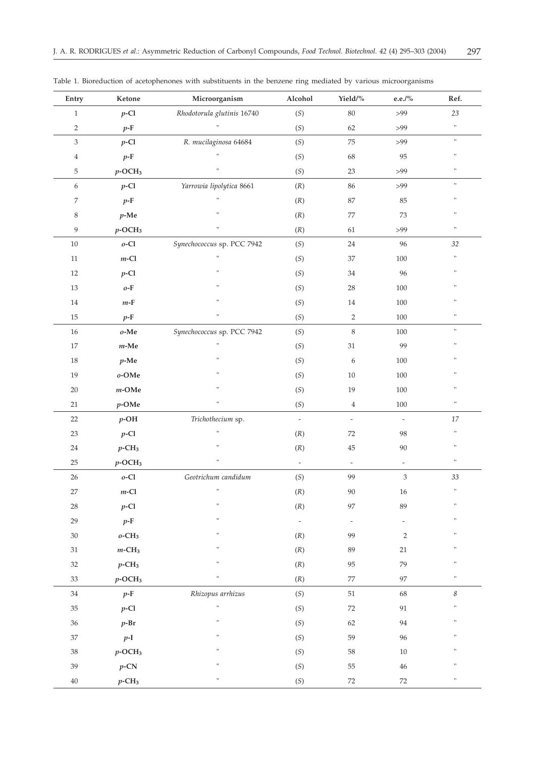Table 1. Bioreduction of acetophenones with substituents in the benzene ring mediated by various microorganisms

| Entry | Ketone | Microorganism | Alcohol | Yield/% | e.e./% | Ref. |
|---|---|---|---|---|---|---|
| 1 | *p*-Cl | *Rhodotorula glutinis* 16740 | (*S*) | 80 | >99 | 23 |
| 2 | *p*-F | " | (*S*) | 62 | >99 | " |
| 3 | *p*-Cl | *R. mucilaginosa* 64684 | (*S*) | 75 | >99 | " |
| 4 | *p*-F | " | (*S*) | 68 | 95 | " |
| 5 | *p*-$OCH_3$ | " | (*S*) | 23 | >99 | " |
| 6 | *p*-Cl | *Yarrowia lipolytica* 8661 | (*R*) | 86 | >99 | " |
| 7 | *p*-F | " | (*R*) | 87 | 85 | " |
| 8 | *p*-Me | " | (*R*) | 77 | 73 | " |
| 9 | *p*-$OCH_3$ | " | (*R*) | 61 | >99 | " |
| 10 | *o*-Cl | *Synechococcus* sp. PCC 7942 | (*S*) | 24 | 96 | 32 |
| 11 | *m*-Cl | " | (*S*) | 37 | 100 | " |
| 12 | *p*-Cl | " | (*S*) | 34 | 96 | " |
| 13 | *o*-F | " | (*S*) | 28 | 100 | " |
| 14 | *m*-F | " | (*S*) | 14 | 100 | " |
| 15 | *p*-F | " | (*S*) | 2 | 100 | " |
| 16 | *o*-Me | *Synechococcus* sp. PCC 7942 | (*S*) | 8 | 100 | " |
| 17 | *m*-Me | " | (*S*) | 31 | 99 | " |
| 18 | *p*-Me | " | (*S*) | 6 | 100 | " |
| 19 | *o*-OMe | " | (*S*) | 10 | 100 | " |
| 20 | *m*-OMe | " | (*S*) | 19 | 100 | " |
| 21 | *p*-OMe | " | (*S*) | 4 | 100 | " |
| 22 | *p*-OH | *Trichothecium* sp. | - | - | - | 17 |
| 23 | *p*-Cl | " | (*R*) | 72 | 98 | " |
| 24 | *p*-$CH_3$ | " | (*R*) | 45 | 90 | " |
| 25 | *p*-$OCH_3$ | " | - | - | - | " |
| 26 | *o*-Cl | *Geotrichum candidum* | (*S*) | 99 | 3 | 33 |
| 27 | *m*-Cl | " | (*R*) | 90 | 16 | " |
| 28 | *p*-Cl | " | (*R*) | 97 | 89 | " |
| 29 | *p*-F | " | - | - | - | " |
| 30 | *o*-$CH_3$ | " | (*R*) | 99 | 2 | " |
| 31 | *m*-$CH_3$ | " | (*R*) | 89 | 21 | " |
| 32 | *p*-$CH_3$ | " | (*R*) | 95 | 79 | " |
| 33 | *p*-$OCH_3$ | " | (*R*) | 77 | 97 | " |
| 34 | *p*-F | *Rhizopus arrhizus* | (*S*) | 51 | 68 | 8 |
| 35 | *p*-Cl | " | (*S*) | 72 | 91 | " |
| 36 | *p*-Br | " | (*S*) | 62 | 94 | " |
| 37 | *p*-I | " | (*S*) | 59 | 96 | " |
| 38 | *p*-$OCH_3$ | " | (*S*) | 58 | 10 | " |
| 39 | *p*-CN | " | (*S*) | 55 | 46 | " |
| 40 | *p*-$CH_3$ | " | (*S*) | 72 | 72 | " |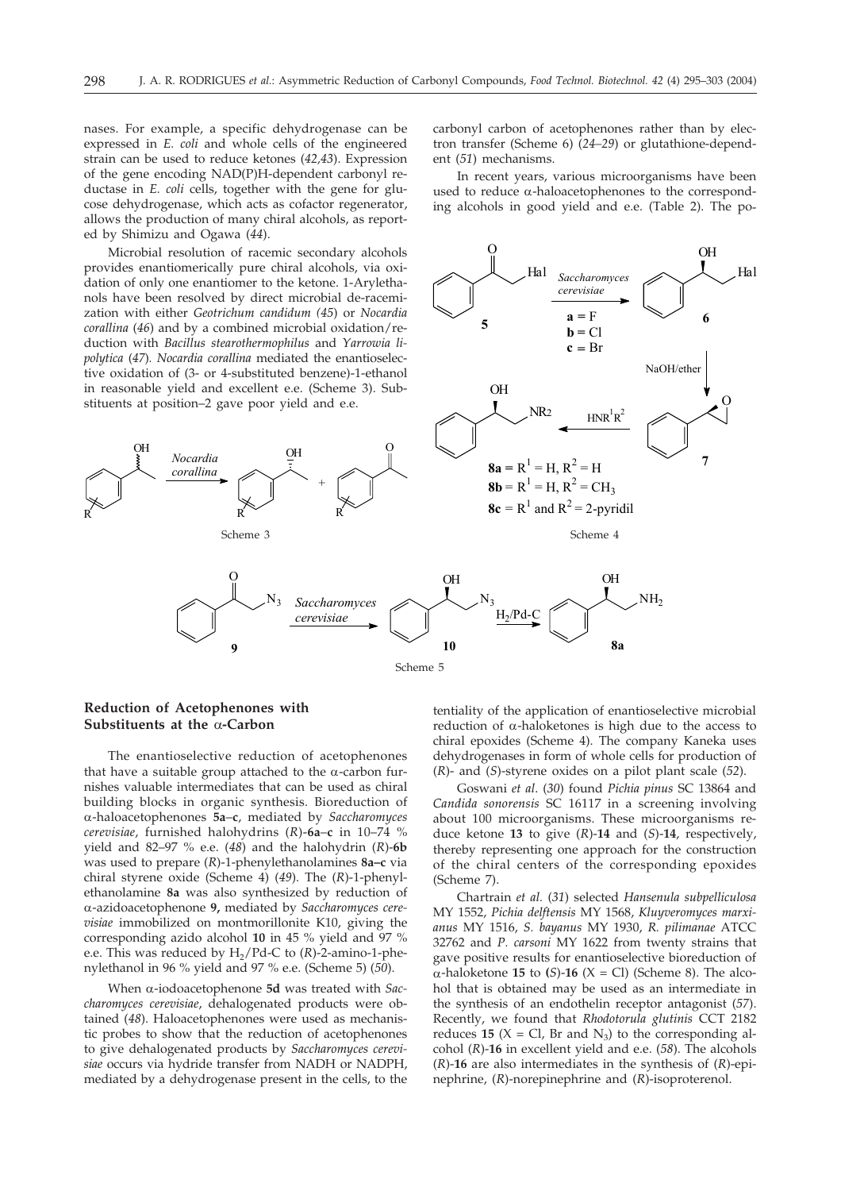nases. For example, a specific dehydrogenase can be expressed in *E. coli* and whole cells of the engineered strain can be used to reduce ketones (*42,43*). Expression of the gene encoding NAD(P)H-dependent carbonyl reductase in *E. coli* cells, together with the gene for glucose dehydrogenase, which acts as cofactor regenerator, allows the production of many chiral alcohols, as reported by Shimizu and Ogawa (*44*).

Microbial resolution of racemic secondary alcohols provides enantiomerically pure chiral alcohols, via oxidation of only one enantiomer to the ketone. 1-Arylethanols have been resolved by direct microbial de-racemization with either *Geotrichum candidum* (*45*) or *Nocardia corallina* (*46*) and by a combined microbial oxidation/reduction with *Bacillus stearothermophilus* and *Yarrowia lipolytica* (*47*)*. Nocardia corallina* mediated the enantioselective oxidation of (3- or 4-substituted benzene)-1-ethanol in reasonable yield and excellent e.e. (Scheme 3). Substituents at position–2 gave poor yield and e.e.

Scheme 3

carbonyl carbon of acetophenones rather than by electron transfer (Scheme 6) (*24–29*) or glutathione-dependent (*51*) mechanisms.

In recent years, various microorganisms have been used to reduce α-haloacetophenones to the corresponding alcohols in good yield and e.e. (Table 2). The potentiality of the application of enantioselective microbial reduction of α-haloketones is high due to the access to chiral epoxides (Scheme 4). The company Kaneka uses dehydrogenases in form of whole cells for production of (*R*)- and (*S*)-styrene oxides on a pilot plant scale (*52*).

Scheme 4

Scheme 5

## Reduction of Acetophenones with Substituents at the α-Carbon

The enantioselective reduction of acetophenones that have a suitable group attached to the α-carbon furnishes valuable intermediates that can be used as chiral building blocks in organic synthesis. Bioreduction of α-haloacetophenones **5a**–**c**, mediated by *Saccharomyces cerevisiae*, furnished halohydrins (*R*)-**6a**–**c** in 10–74 % yield and 82–97 % e.e. (*48*) and the halohydrin (*R*)-**6b** was used to prepare (*R*)-1-phenylethanolamines **8a–c** via chiral styrene oxide (Scheme 4) (*49*). The (*R*)-1-phenylethanolamine **8a** was also synthesized by reduction of α-azidoacetophenone **9,** mediated by *Saccharomyces cerevisiae* immobilized on montmorillonite K10, giving the corresponding azido alcohol **10** in 45 % yield and 97 % e.e. This was reduced by $H_2$/Pd-C to (*R*)-2-amino-1-phenylethanol in 96 % yield and 97 % e.e. (Scheme 5) (*50*).

When α-iodoacetophenone **5d** was treated with *Saccharomyces cerevisiae*, dehalogenated products were obtained (*48*). Haloacetophenones were used as mechanistic probes to show that the reduction of acetophenones to give dehalogenated products by *Saccharomyces cerevisiae* occurs via hydride transfer from NADH or NADPH, mediated by a dehydrogenase present in the cells, to the carbonyl carbon of acetophenones rather than by electron transfer.

Goswani *et al*. (*30*) found *Pichia pinus* SC 13864 and *Candida sonorensis* SC 16117 in a screening involving about 100 microorganisms. These microorganisms reduce ketone **13** to give (*R*)-**14** and (*S*)-**14**, respectively, thereby representing one approach for the construction of the chiral centers of the corresponding epoxides (Scheme 7).

Chartrain *et al*. (*31*) selected *Hansenula subpelliculosa* MY 1552, *Pichia delftensis* MY 1568, *Kluyveromyces marxianus* MY 1516, *S. bayanus* MY 1930, *R. pilimanae* ATCC 32762 and *P. carsoni* MY 1622 from twenty strains that gave positive results for enantioselective bioreduction of α-haloketone **15** to (*S*)-**16** (X = Cl) (Scheme 8). The alcohol that is obtained may be used as an intermediate in the synthesis of an endothelin receptor antagonist (*57*). Recently, we found that *Rhodotorula glutinis* CCT 2182 reduces **15** (X = Cl, Br and $N_3$) to the corresponding alcohol (*R*)-**16** in excellent yield and e.e. (*58*). The alcohols (*R*)-**16** are also intermediates in the synthesis of (*R*)-epinephrine, (*R*)-norepinephrine and (*R*)-isoproterenol.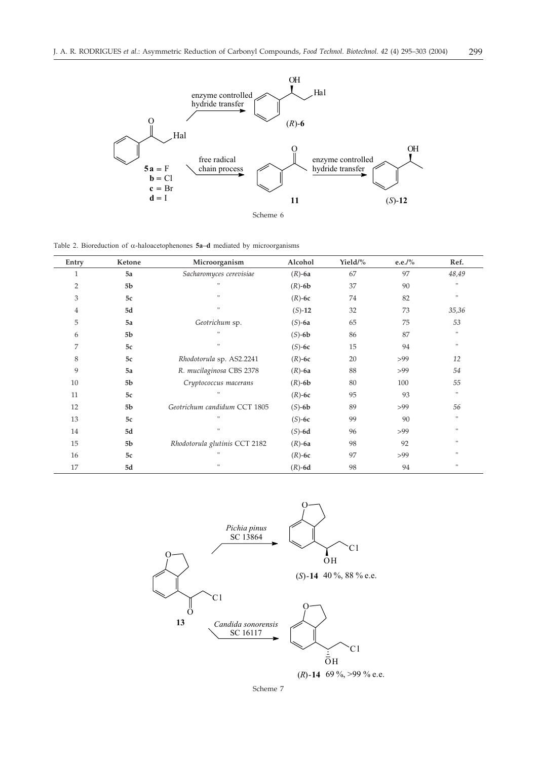Scheme 6

Table 2. Bioreduction of α-haloacetophenones **5a–d** mediated by microorganisms

| Entry | Ketone | Microorganism | Alcohol | Yield/% | e.e./% | Ref. |
|---|---|---|---|---|---|---|
| 1 | **5a** | *Sacharomyces cerevisiae* | (*R*)-**6a** | 67 | 97 | *48,49* |
| 2 | **5b** | " | (*R*)-**6b** | 37 | 90 | " |
| 3 | **5c** | " | (*R*)-**6c** | 74 | 82 | " |
| 4 | **5d** | " | (*S*)-**12** | 32 | 73 | *35,36* |
| 5 | **5a** | *Geotrichum* sp. | (*S*)-**6a** | 65 | 75 | *53* |
| 6 | **5b** | " | (*S*)-**6b** | 86 | 87 | " |
| 7 | **5c** | " | (*S*)-**6c** | 15 | 94 | " |
| 8 | **5c** | *Rhodotorula* sp. AS2.2241 | (*R*)-**6c** | 20 | >99 | *12* |
| 9 | **5a** | *R. mucilaginosa* CBS 2378 | (*R*)-**6a** | 88 | >99 | *54* |
| 10 | **5b** | *Cryptococcus macerans* | (*R*)-**6b** | 80 | 100 | *55* |
| 11 | **5c** | " | (*R*)-**6c** | 95 | 93 | " |
| 12 | **5b** | *Geotrichum candidum* CCT 1805 | (*S*)-**6b** | 89 | >99 | *56* |
| 13 | **5c** | " | (*S*)-**6c** | 99 | 90 | " |
| 14 | **5d** | " | (*S*)-**6d** | 96 | >99 | " |
| 15 | **5b** | *Rhodotorula glutinis* CCT 2182 | (*R*)-**6a** | 98 | 92 | " |
| 16 | **5c** | " | (*R*)-**6c** | 97 | >99 | " |
| 17 | **5d** | " | (*R*)-**6d** | 98 | 94 | " |

Scheme 7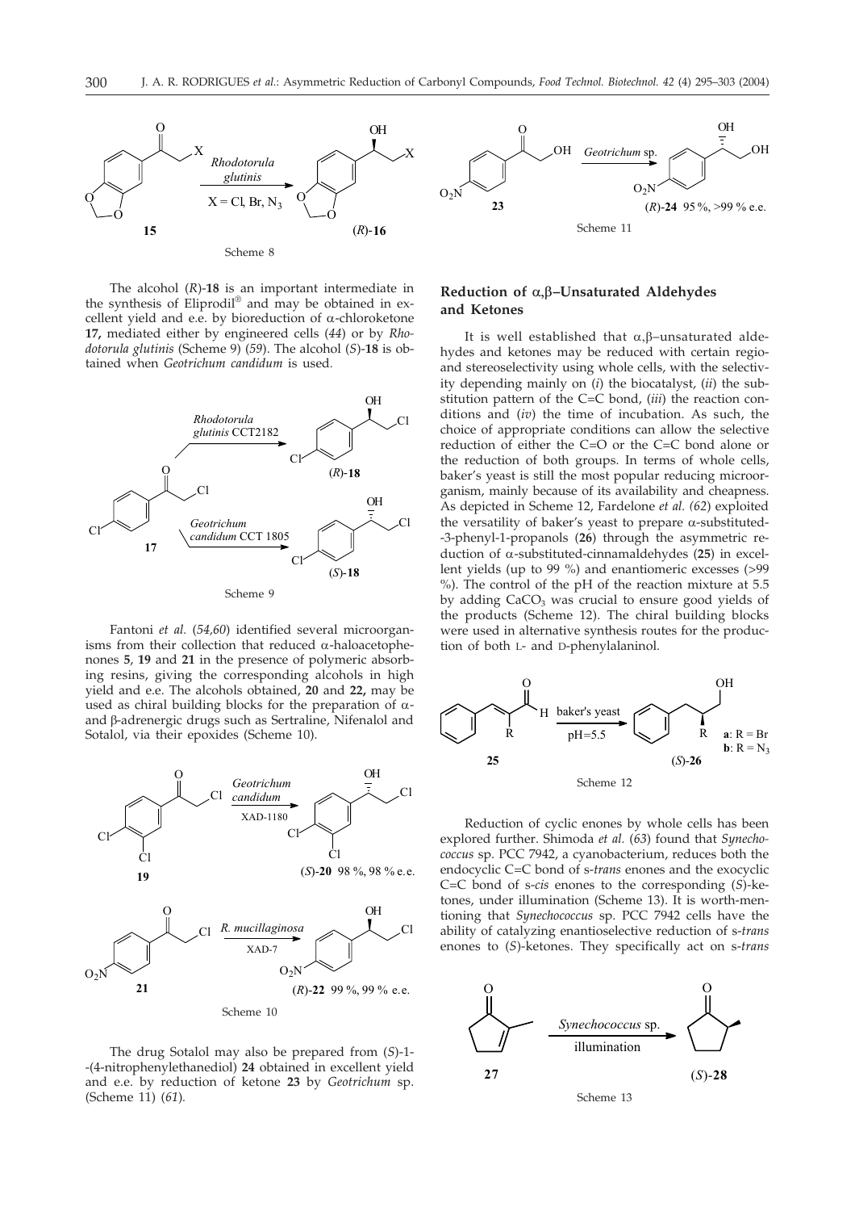Scheme 8

The alcohol (*R*)-**18** is an important intermediate in the synthesis of Eliprodil® and may be obtained in excellent yield and e.e. by bioreduction of α-chloroketone **17,** mediated either by engineered cells (*44*) or by *Rhodotorula glutinis* (Scheme 9) (*59*). The alcohol (*S*)-**18** is obtained when *Geotrichum candidum* is used.

Scheme 9

Fantoni *et al.* (*54,60*) identified several microorganisms from their collection that reduced α-haloacetophenones **5**, **19** and **21** in the presence of polymeric absorbing resins, giving the corresponding alcohols in high yield and e.e. The alcohols obtained, **20** and **22,** may be used as chiral building blocks for the preparation of α- and β-adrenergic drugs such as Sertraline, Nifenalol and Sotalol, via their epoxides (Scheme 10).

Scheme 10

The drug Sotalol may also be prepared from (*S*)-1-(4-nitrophenylethanediol) **24** obtained in excellent yield and e.e. by reduction of ketone **23** by *Geotrichum* sp. (Scheme 11) (*61*).

Scheme 11

## Reduction of α,β–Unsaturated Aldehydes and Ketones

It is well established that α,β–unsaturated aldehydes and ketones may be reduced with certain regio- and stereoselectivity using whole cells, with the selectivity depending mainly on (*i*) the biocatalyst, (*ii*) the substitution pattern of the C=C bond, (*iii*) the reaction conditions and (*iv*) the time of incubation. As such, the choice of appropriate conditions can allow the selective reduction of either the C=O or the C=C bond alone or the reduction of both groups. In terms of whole cells, baker's yeast is still the most popular reducing microorganism, mainly because of its availability and cheapness. As depicted in Scheme 12, Fardelone *et al.* (*62*) exploited the versatility of baker's yeast to prepare α-substituted-3-phenyl-1-propanols (**26**) through the asymmetric reduction of α-substituted-cinnamaldehydes (**25**) in excellent yields (up to 99 %) and enantiomeric excesses (>99 %). The control of the pH of the reaction mixture at 5.5 by adding $CaCO_3$ was crucial to ensure good yields of the products (Scheme 12). The chiral building blocks were used in alternative synthesis routes for the production of both L- and D-phenylalaninol.

Scheme 12

Reduction of cyclic enones by whole cells has been explored further. Shimoda *et al.* (*63*) found that *Synechococcus* sp. PCC 7942, a cyanobacterium, reduces both the endocyclic C=C bond of s-*trans* enones and the exocyclic C=C bond of s-*cis* enones to the corresponding (*S*)-ketones, under illumination (Scheme 13). It is worth-mentioning that *Synechococcus* sp. PCC 7942 cells have the ability of catalyzing enantioselective reduction of s-*trans* enones to (*S*)-ketones. They specifically act on s-*trans*

Scheme 13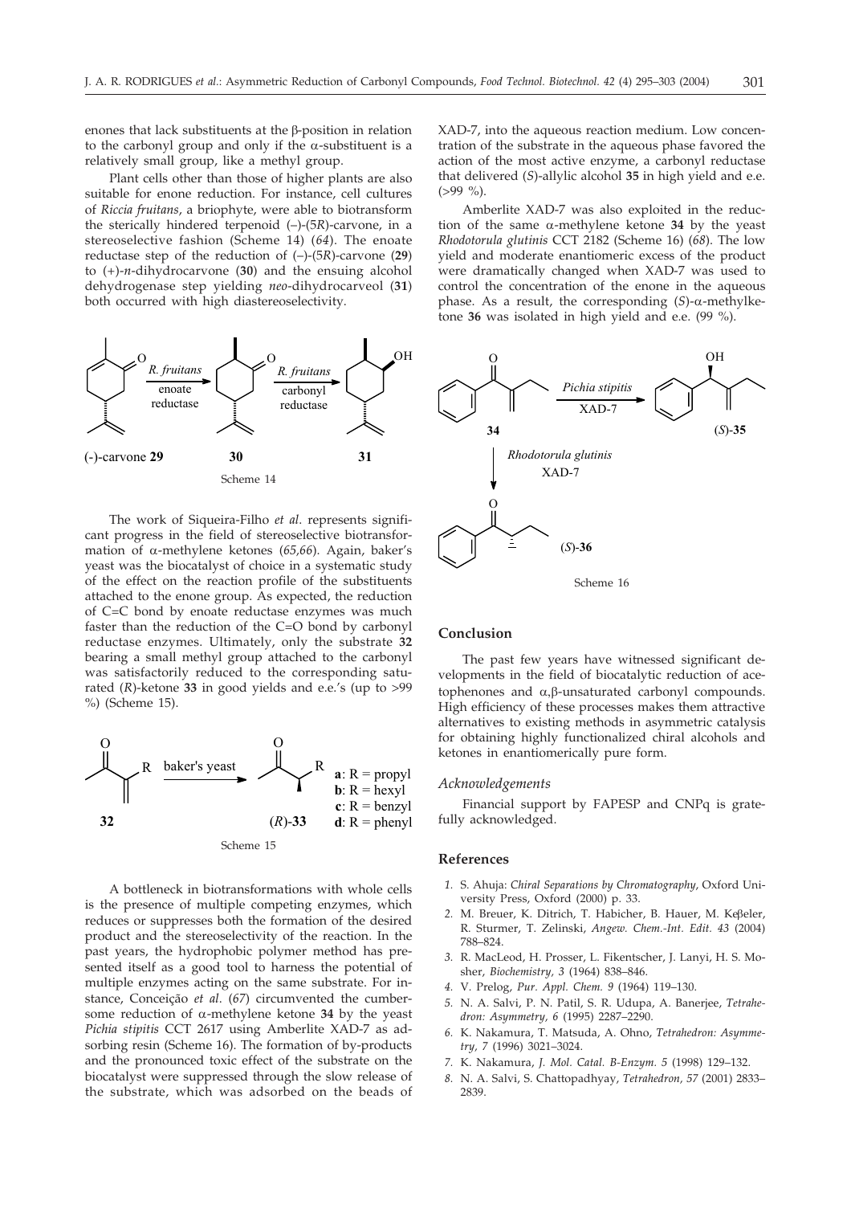enones that lack substituents at the β-position in relation to the carbonyl group and only if the α-substituent is a relatively small group, like a methyl group.

Plant cells other than those of higher plants are also suitable for enone reduction. For instance, cell cultures of *Riccia fruitans*, a briophyte, were able to biotransform the sterically hindered terpenoid (–)-(5*R*)-carvone, in a stereoselective fashion (Scheme 14) (*64*). The enoate reductase step of the reduction of (–)-(5*R*)-carvone (**29**) to (+)-*n*-dihydrocarvone (**30**) and the ensuing alcohol dehydrogenase step yielding *neo*-dihydrocarveol (**31**) both occurred with high diastereoselectivity.

Scheme 14

The work of Siqueira-Filho *et al*. represents significant progress in the field of stereoselective biotransformation of α-methylene ketones (*65,66*). Again, baker's yeast was the biocatalyst of choice in a systematic study of the effect on the reaction profile of the substituents attached to the enone group. As expected, the reduction of C=C bond by enoate reductase enzymes was much faster than the reduction of the C=O bond by carbonyl reductase enzymes. Ultimately, only the substrate **32** bearing a small methyl group attached to the carbonyl was satisfactorily reduced to the corresponding saturated (*R*)-ketone **33** in good yields and e.e.'s (up to >99 %) (Scheme 15).

Scheme 15

A bottleneck in biotransformations with whole cells is the presence of multiple competing enzymes, which reduces or suppresses both the formation of the desired product and the stereoselectivity of the reaction. In the past years, the hydrophobic polymer method has presented itself as a good tool to harness the potential of multiple enzymes acting on the same substrate. For instance, Conceição *et al*. (*67*) circumvented the cumbersome reduction of α-methylene ketone **34** by the yeast *Pichia stipitis* CCT 2617 using Amberlite XAD-7 as adsorbing resin (Scheme 16). The formation of by-products and the pronounced toxic effect of the substrate on the biocatalyst were suppressed through the slow release of the substrate, which was adsorbed on the beads of XAD-7, into the aqueous reaction medium. Low concentration of the substrate in the aqueous phase favored the action of the most active enzyme, a carbonyl reductase that delivered (*S*)-allylic alcohol **35** in high yield and e.e. (>99 %).

Amberlite XAD-7 was also exploited in the reduction of the same α-methylene ketone **34** by the yeast *Rhodotorula glutinis* CCT 2182 (Scheme 16) (*68*). The low yield and moderate enantiomeric excess of the product were dramatically changed when XAD-7 was used to control the concentration of the enone in the aqueous phase. As a result, the corresponding (*S*)-α-methylketone **36** was isolated in high yield and e.e. (99 %).

Scheme 16

## Conclusion

The past few years have witnessed significant developments in the field of biocatalytic reduction of acetophenones and α,β-unsaturated carbonyl compounds. High efficiency of these processes makes them attractive alternatives to existing methods in asymmetric catalysis for obtaining highly functionalized chiral alcohols and ketones in enantiomerically pure form.

### *Acknowledgements*

Financial support by FAPESP and CNPq is gratefully acknowledged.

## References

1. S. Ahuja: *Chiral Separations by Chromatography*, Oxford University Press, Oxford (2000) p. 33.
2. M. Breuer, K. Ditrich, T. Habicher, B. Hauer, M. Keßeler, R. Sturmer, T. Zelinski, *Angew. Chem.-Int. Edit. 43* (2004) 788–824.
3. R. MacLeod, H. Prosser, L. Fikentscher, J. Lanyi, H. S. Mosher, *Biochemistry, 3* (1964) 838–846.
4. V. Prelog, *Pur. Appl. Chem. 9* (1964) 119–130.
5. N. A. Salvi, P. N. Patil, S. R. Udupa, A. Banerjee, *Tetrahedron: Asymmetry, 6* (1995) 2287–2290.
6. K. Nakamura, T. Matsuda, A. Ohno, *Tetrahedron: Asymmetry, 7* (1996) 3021–3024.
7. K. Nakamura, *J. Mol. Catal. B-Enzym. 5* (1998) 129–132.
8. N. A. Salvi, S. Chattopadhyay, *Tetrahedron, 57* (2001) 2833–2839.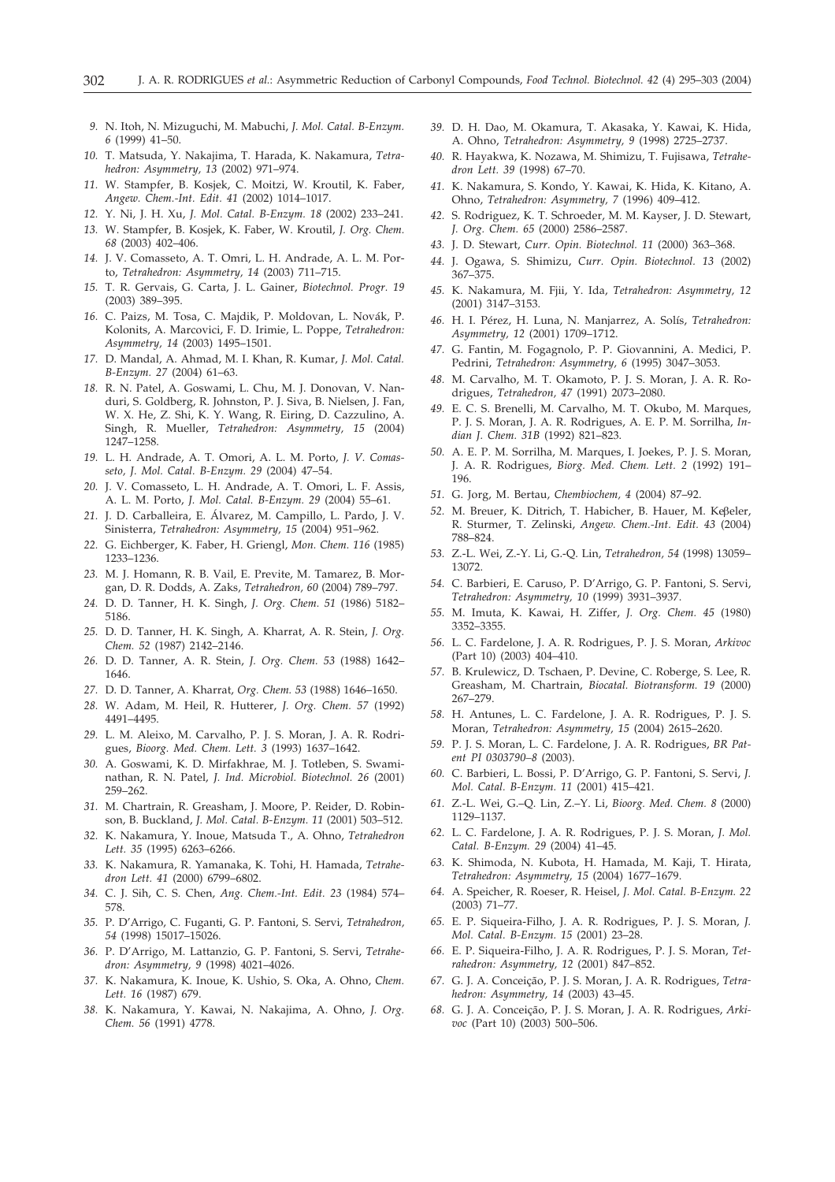9. N. Itoh, N. Mizuguchi, M. Mabuchi, *J. Mol. Catal. B-Enzym. 6* (1999) 41–50.
10. T. Matsuda, Y. Nakajima, T. Harada, K. Nakamura, *Tetrahedron: Asymmetry, 13* (2002) 971–974.
11. W. Stampfer, B. Kosjek, C. Moitzi, W. Kroutil, K. Faber, *Angew. Chem.-Int. Edit. 41* (2002) 1014–1017.
12. Y. Ni, J. H. Xu, *J. Mol. Catal. B-Enzym. 18* (2002) 233–241.
13. W. Stampfer, B. Kosjek, K. Faber, W. Kroutil, *J. Org. Chem. 68* (2003) 402–406.
14. J. V. Comasseto, A. T. Omri, L. H. Andrade, A. L. M. Porto, *Tetrahedron: Asymmetry, 14* (2003) 711–715.
15. T. R. Gervais, G. Carta, J. L. Gainer, *Biotechnol. Progr. 19* (2003) 389–395.
16. C. Paizs, M. Tosa, C. Majdik, P. Moldovan, L. Novák, P. Kolonits, A. Marcovici, F. D. Irimie, L. Poppe, *Tetrahedron: Asymmetry, 14* (2003) 1495–1501.
17. D. Mandal, A. Ahmad, M. I. Khan, R. Kumar, *J. Mol. Catal. B-Enzym. 27* (2004) 61–63.
18. R. N. Patel, A. Goswami, L. Chu, M. J. Donovan, V. Nanduri, S. Goldberg, R. Johnston, P. J. Siva, B. Nielsen, J. Fan, W. X. He, Z. Shi, K. Y. Wang, R. Eiring, D. Cazzulino, A. Singh, R. Mueller, *Tetrahedron: Asymmetry, 15* (2004) 1247–1258.
19. L. H. Andrade, A. T. Omori, A. L. M. Porto, *J. V. Comasseto, J. Mol. Catal. B-Enzym. 29* (2004) 47–54.
20. J. V. Comasseto, L. H. Andrade, A. T. Omori, L. F. Assis, A. L. M. Porto, *J. Mol. Catal. B-Enzym. 29* (2004) 55–61.
21. J. D. Carballeira, E. Álvarez, M. Campillo, L. Pardo, J. V. Sinisterra, *Tetrahedron: Asymmetry, 15* (2004) 951–962.
22. G. Eichberger, K. Faber, H. Griengl, *Mon. Chem. 116* (1985) 1233–1236.
23. M. J. Homann, R. B. Vail, E. Previte, M. Tamarez, B. Morgan, D. R. Dodds, A. Zaks, *Tetrahedron, 60* (2004) 789–797.
24. D. D. Tanner, H. K. Singh, *J. Org. Chem. 51* (1986) 5182–5186.
25. D. D. Tanner, H. K. Singh, A. Kharrat, A. R. Stein, *J. Org. Chem. 52* (1987) 2142–2146.
26. D. D. Tanner, A. R. Stein, *J. Org. Chem. 53* (1988) 1642–1646.
27. D. D. Tanner, A. Kharrat, *Org. Chem. 53* (1988) 1646–1650.
28. W. Adam, M. Heil, R. Hutterer, *J. Org. Chem. 57* (1992) 4491–4495.
29. L. M. Aleixo, M. Carvalho, P. J. S. Moran, J. A. R. Rodrigues, *Bioorg. Med. Chem. Lett. 3* (1993) 1637–1642.
30. A. Goswami, K. D. Mirfakhrae, M. J. Totleben, S. Swaminathan, R. N. Patel, *J. Ind. Microbiol. Biotechnol. 26* (2001) 259–262.
31. M. Chartrain, R. Greasham, J. Moore, P. Reider, D. Robinson, B. Buckland, *J. Mol. Catal. B-Enzym. 11* (2001) 503–512.
32. K. Nakamura, Y. Inoue, Matsuda T., A. Ohno, *Tetrahedron Lett. 35* (1995) 6263–6266.
33. K. Nakamura, R. Yamanaka, K. Tohi, H. Hamada, *Tetrahedron Lett. 41* (2000) 6799–6802.
34. C. J. Sih, C. S. Chen, *Ang. Chem.-Int. Edit. 23* (1984) 574–578.
35. P. D'Arrigo, C. Fuganti, G. P. Fantoni, S. Servi, *Tetrahedron, 54* (1998) 15017–15026.
36. P. D'Arrigo, M. Lattanzio, G. P. Fantoni, S. Servi, *Tetrahedron: Asymmetry, 9* (1998) 4021–4026.
37. K. Nakamura, K. Inoue, K. Ushio, S. Oka, A. Ohno, *Chem. Lett. 16* (1987) 679.
38. K. Nakamura, Y. Kawai, N. Nakajima, A. Ohno, *J. Org. Chem. 56* (1991) 4778.
39. D. H. Dao, M. Okamura, T. Akasaka, Y. Kawai, K. Hida, A. Ohno, *Tetrahedron: Asymmetry, 9* (1998) 2725–2737.
40. R. Hayakwa, K. Nozawa, M. Shimizu, T. Fujisawa, *Tetrahedron Lett. 39* (1998) 67–70.
41. K. Nakamura, S. Kondo, Y. Kawai, K. Hida, K. Kitano, A. Ohno, *Tetrahedron: Asymmetry, 7* (1996) 409–412.
42. S. Rodriguez, K. T. Schroeder, M. M. Kayser, J. D. Stewart, *J. Org. Chem. 65* (2000) 2586–2587.
43. J. D. Stewart, *Curr. Opin. Biotechnol. 11* (2000) 363–368.
44. J. Ogawa, S. Shimizu, *Curr. Opin. Biotechnol. 13* (2002) 367–375.
45. K. Nakamura, M. Fjii, Y. Ida, *Tetrahedron: Asymmetry, 12* (2001) 3147–3153.
46. H. I. Pérez, H. Luna, N. Manjarrez, A. Solís, *Tetrahedron: Asymmetry, 12* (2001) 1709–1712.
47. G. Fantin, M. Fogagnolo, P. P. Giovannini, A. Medici, P. Pedrini, *Tetrahedron: Asymmetry, 6* (1995) 3047–3053.
48. M. Carvalho, M. T. Okamoto, P. J. S. Moran, J. A. R. Rodrigues, *Tetrahedron, 47* (1991) 2073–2080.
49. E. C. S. Brenelli, M. Carvalho, M. T. Okubo, M. Marques, P. J. S. Moran, J. A. R. Rodrigues, A. E. P. M. Sorrilha, *Indian J. Chem. 31B* (1992) 821–823.
50. A. E. P. M. Sorrilha, M. Marques, I. Joekes, P. J. S. Moran, J. A. R. Rodrigues, *Biorg. Med. Chem. Lett. 2* (1992) 191–196.
51. G. Jorg, M. Bertau, *Chembiochem, 4* (2004) 87–92.
52. M. Breuer, K. Ditrich, T. Habicher, B. Hauer, M. Keβeler, R. Sturmer, T. Zelinski, *Angew. Chem.-Int. Edit. 43* (2004) 788–824.
53. Z.-L. Wei, Z.-Y. Li, G.-Q. Lin, *Tetrahedron, 54* (1998) 13059–13072.
54. C. Barbieri, E. Caruso, P. D'Arrigo, G. P. Fantoni, S. Servi, *Tetrahedron: Asymmetry, 10* (1999) 3931–3937.
55. M. Imuta, K. Kawai, H. Ziffer, *J. Org. Chem. 45* (1980) 3352–3355.
56. L. C. Fardelone, J. A. R. Rodrigues, P. J. S. Moran, *Arkivoc* (Part 10) (2003) 404–410.
57. B. Krulewicz, D. Tschaen, P. Devine, C. Roberge, S. Lee, R. Greasham, M. Chartrain, *Biocatal. Biotransform. 19* (2000) 267–279.
58. H. Antunes, L. C. Fardelone, J. A. R. Rodrigues, P. J. S. Moran, *Tetrahedron: Asymmetry, 15* (2004) 2615–2620.
59. P. J. S. Moran, L. C. Fardelone, J. A. R. Rodrigues, *BR Patent PI 0303790–8* (2003).
60. C. Barbieri, L. Bossi, P. D'Arrigo, G. P. Fantoni, S. Servi, *J. Mol. Catal. B-Enzym. 11* (2001) 415–421.
61. Z.-L. Wei, G.–Q. Lin, Z.–Y. Li, *Bioorg. Med. Chem. 8* (2000) 1129–1137.
62. L. C. Fardelone, J. A. R. Rodrigues, P. J. S. Moran, *J. Mol. Catal. B-Enzym. 29* (2004) 41–45.
63. K. Shimoda, N. Kubota, H. Hamada, M. Kaji, T. Hirata, *Tetrahedron: Asymmetry, 15* (2004) 1677–1679.
64. A. Speicher, R. Roeser, R. Heisel, *J. Mol. Catal. B-Enzym. 22* (2003) 71–77.
65. E. P. Siqueira-Filho, J. A. R. Rodrigues, P. J. S. Moran, *J. Mol. Catal. B-Enzym. 15* (2001) 23–28.
66. E. P. Siqueira-Filho, J. A. R. Rodrigues, P. J. S. Moran, *Tetrahedron: Asymmetry, 12* (2001) 847–852.
67. G. J. A. Conceição, P. J. S. Moran, J. A. R. Rodrigues, *Tetrahedron: Asymmetry, 14* (2003) 43–45.
68. G. J. A. Conceição, P. J. S. Moran, J. A. R. Rodrigues, *Arkivoc* (Part 10) (2003) 500–506.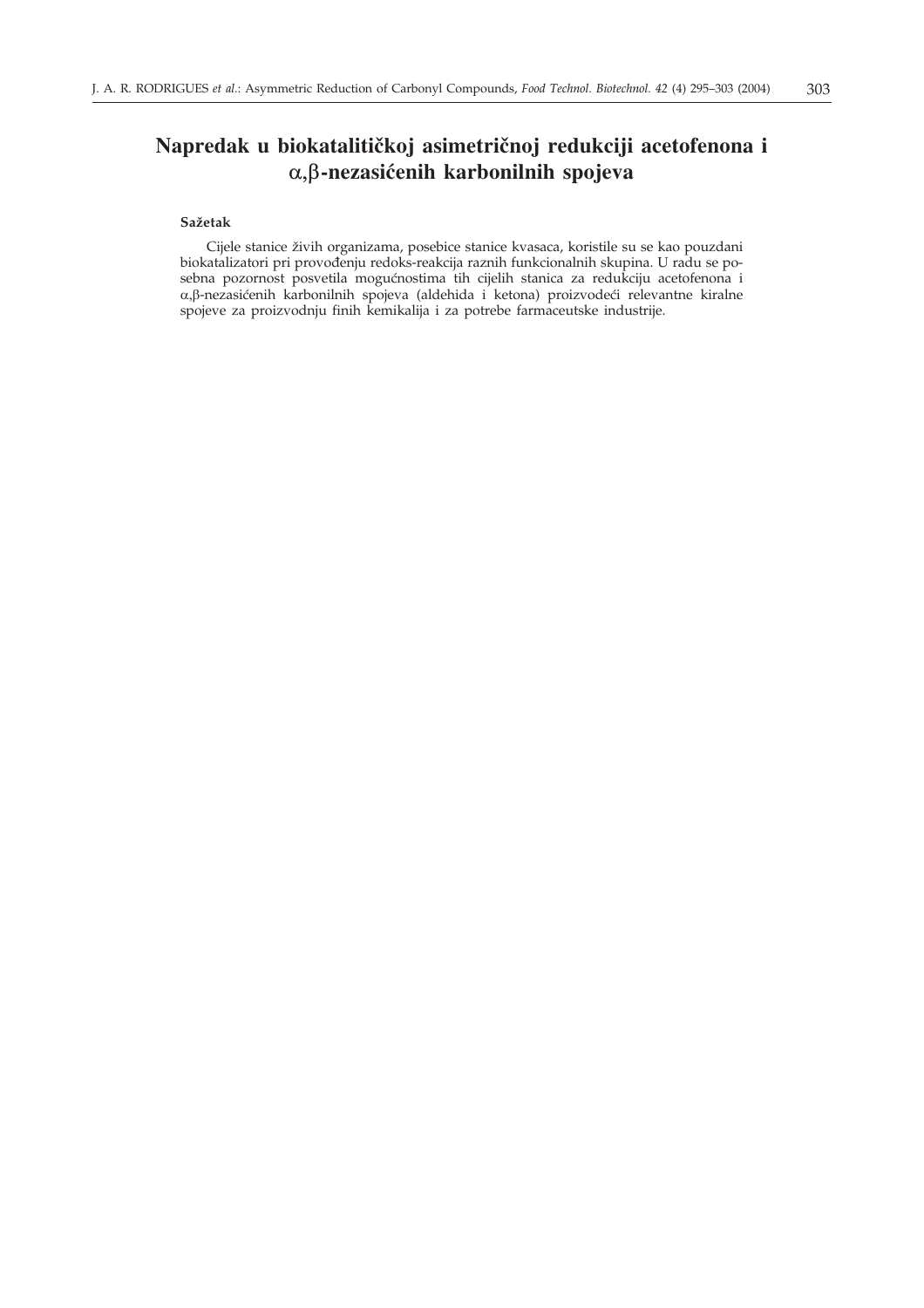# Napredak u biokatalitičkoj asimetričnoj redukciji acetofenona i α,β-nezasićenih karbonilnih spojeva

### Sažetak

Cijele stanice živih organizama, posebice stanice kvasaca, koristile su se kao pouzdani biokatalizatori pri provođenju redoks-reakcija raznih funkcionalnih skupina. U radu se posebna pozornost posvetila mogućnostima tih cijelih stanica za redukciju acetofenona i α,β-nezasićenih karbonilnih spojeva (aldehida i ketona) proizvodeći relevantne kiralne spojeve za proizvodnju finih kemikalija i za potrebe farmaceutske industrije.